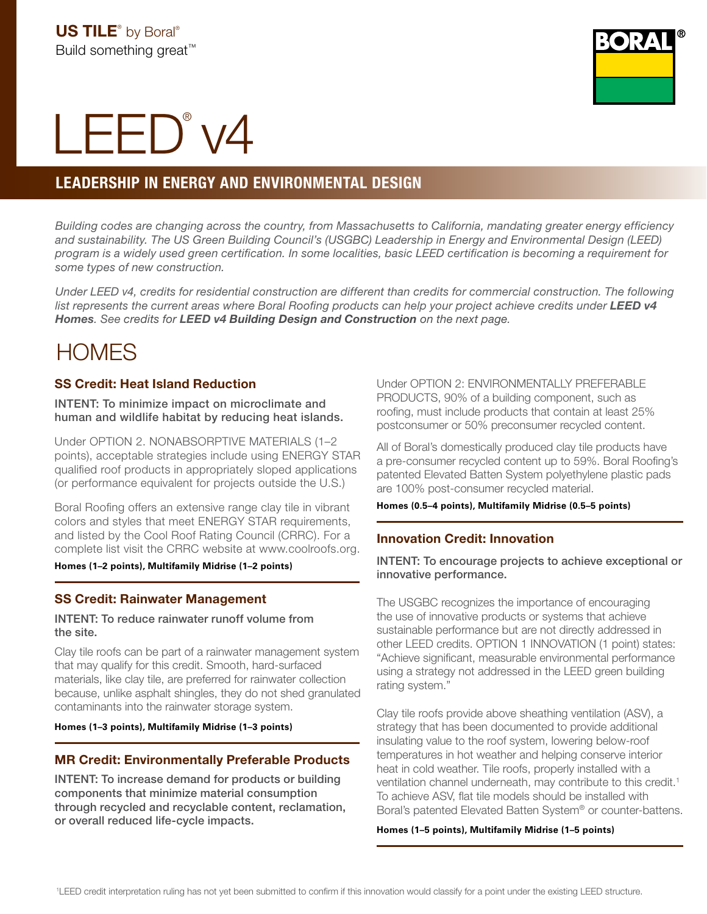**US TILE® by Boral®**
Build something great™

# LEED® v4

## LEADERSHIP IN ENERGY AND ENVIRONMENTAL DESIGN

*Building codes are changing across the country, from Massachusetts to California, mandating greater energy efficiency and sustainability. The US Green Building Council's (USGBC) Leadership in Energy and Environmental Design (LEED) program is a widely used green certification. In some localities, basic LEED certification is becoming a requirement for some types of new construction.*

*Under LEED v4, credits for residential construction are different than credits for commercial construction. The following list represents the current areas where Boral Roofing products can help your project achieve credits under **LEED v4 Homes**. See credits for **LEED v4 Building Design and Construction** on the next page.*

# HOMES

### SS Credit: Heat Island Reduction

INTENT: To minimize impact on microclimate and human and wildlife habitat by reducing heat islands.

Under OPTION 2. NONABSORPTIVE MATERIALS (1–2 points), acceptable strategies include using ENERGY STAR qualified roof products in appropriately sloped applications (or performance equivalent for projects outside the U.S.)

Boral Roofing offers an extensive range clay tile in vibrant colors and styles that meet ENERGY STAR requirements, and listed by the Cool Roof Rating Council (CRRC). For a complete list visit the CRRC website at www.coolroofs.org.

**Homes (1–2 points), Multifamily Midrise (1–2 points)**

### SS Credit: Rainwater Management

INTENT: To reduce rainwater runoff volume from the site.

Clay tile roofs can be part of a rainwater management system that may qualify for this credit. Smooth, hard-surfaced materials, like clay tile, are preferred for rainwater collection because, unlike asphalt shingles, they do not shed granulated contaminants into the rainwater storage system.

**Homes (1–3 points), Multifamily Midrise (1–3 points)**

### MR Credit: Environmentally Preferable Products

INTENT: To increase demand for products or building components that minimize material consumption through recycled and recyclable content, reclamation, or overall reduced life-cycle impacts.

Under OPTION 2: ENVIRONMENTALLY PREFERABLE PRODUCTS, 90% of a building component, such as roofing, must include products that contain at least 25% postconsumer or 50% preconsumer recycled content.

All of Boral's domestically produced clay tile products have a pre-consumer recycled content up to 59%. Boral Roofing's patented Elevated Batten System polyethylene plastic pads are 100% post-consumer recycled material.

**Homes (0.5–4 points), Multifamily Midrise (0.5–5 points)**

### Innovation Credit: Innovation

INTENT: To encourage projects to achieve exceptional or innovative performance.

The USGBC recognizes the importance of encouraging the use of innovative products or systems that achieve sustainable performance but are not directly addressed in other LEED credits. OPTION 1 INNOVATION (1 point) states: "Achieve significant, measurable environmental performance using a strategy not addressed in the LEED green building rating system."

Clay tile roofs provide above sheathing ventilation (ASV), a strategy that has been documented to provide additional insulating value to the roof system, lowering below-roof temperatures in hot weather and helping conserve interior heat in cold weather. Tile roofs, properly installed with a ventilation channel underneath, may contribute to this credit.[1] To achieve ASV, flat tile models should be installed with Boral's patented Elevated Batten System® or counter-battens.

**Homes (1–5 points), Multifamily Midrise (1–5 points)**

[1] LEED credit interpretation ruling has not yet been submitted to confirm if this innovation would classify for a point under the existing LEED structure.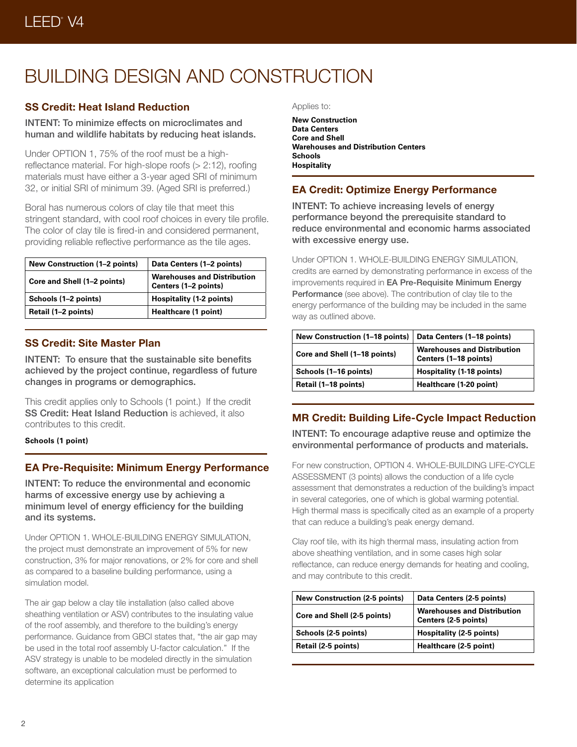# BUILDING DESIGN AND CONSTRUCTION

## SS Credit: Heat Island Reduction

**INTENT: To minimize effects on microclimates and human and wildlife habitats by reducing heat islands.**

Under OPTION 1, 75% of the roof must be a high-reflectance material. For high-slope roofs (> 2:12), roofing materials must have either a 3-year aged SRI of minimum 32, or initial SRI of minimum 39. (Aged SRI is preferred.)

Boral has numerous colors of clay tile that meet this stringent standard, with cool roof choices in every tile profile. The color of clay tile is fired-in and considered permanent, providing reliable reflective performance as the tile ages.

| New Construction (1–2 points) | Data Centers (1–2 points) |
|---|---|
| Core and Shell (1–2 points) | Warehouses and Distribution Centers (1–2 points) |
| Schools (1–2 points) | Hospitality (1-2 points) |
| Retail (1–2 points) | Healthcare (1 point) |

## SS Credit: Site Master Plan

**INTENT: To ensure that the sustainable site benefits achieved by the project continue, regardless of future changes in programs or demographics.**

This credit applies only to Schools (1 point.) If the credit SS Credit: Heat Island Reduction is achieved, it also contributes to this credit.

**Schools (1 point)**

## EA Pre-Requisite: Minimum Energy Performance

**INTENT: To reduce the environmental and economic harms of excessive energy use by achieving a minimum level of energy efficiency for the building and its systems.**

Under OPTION 1. WHOLE-BUILDING ENERGY SIMULATION, the project must demonstrate an improvement of 5% for new construction, 3% for major renovations, or 2% for core and shell as compared to a baseline building performance, using a simulation model.

The air gap below a clay tile installation (also called above sheathing ventilation or ASV) contributes to the insulating value of the roof assembly, and therefore to the building's energy performance. Guidance from GBCI states that, "the air gap may be used in the total roof assembly U-factor calculation." If the ASV strategy is unable to be modeled directly in the simulation software, an exceptional calculation must be performed to determine its application

Applies to:

**New Construction**
**Data Centers**
**Core and Shell**
**Warehouses and Distribution Centers**
**Schools**
**Hospitality**

## EA Credit: Optimize Energy Performance

**INTENT: To achieve increasing levels of energy performance beyond the prerequisite standard to reduce environmental and economic harms associated with excessive energy use.**

Under OPTION 1. WHOLE-BUILDING ENERGY SIMULATION, credits are earned by demonstrating performance in excess of the improvements required in EA Pre-Requisite Minimum Energy Performance (see above). The contribution of clay tile to the energy performance of the building may be included in the same way as outlined above.

| New Construction (1–18 points) | Data Centers (1–18 points) |
|---|---|
| Core and Shell (1–18 points) | Warehouses and Distribution Centers (1–18 points) |
| Schools (1–16 points) | Hospitality (1-18 points) |
| Retail (1–18 points) | Healthcare (1-20 point) |

## MR Credit: Building Life-Cycle Impact Reduction

**INTENT: To encourage adaptive reuse and optimize the environmental performance of products and materials.**

For new construction, OPTION 4. WHOLE-BUILDING LIFE-CYCLE ASSESSMENT (3 points) allows the conduction of a life cycle assessment that demonstrates a reduction of the building's impact in several categories, one of which is global warming potential. High thermal mass is specifically cited as an example of a property that can reduce a building's peak energy demand.

Clay roof tile, with its high thermal mass, insulating action from above sheathing ventilation, and in some cases high solar reflectance, can reduce energy demands for heating and cooling, and may contribute to this credit.

| New Construction (2-5 points) | Data Centers (2-5 points) |
|---|---|
| Core and Shell (2-5 points) | Warehouses and Distribution Centers (2-5 points) |
| Schools (2-5 points) | Hospitality (2-5 points) |
| Retail (2-5 points) | Healthcare (2-5 point) |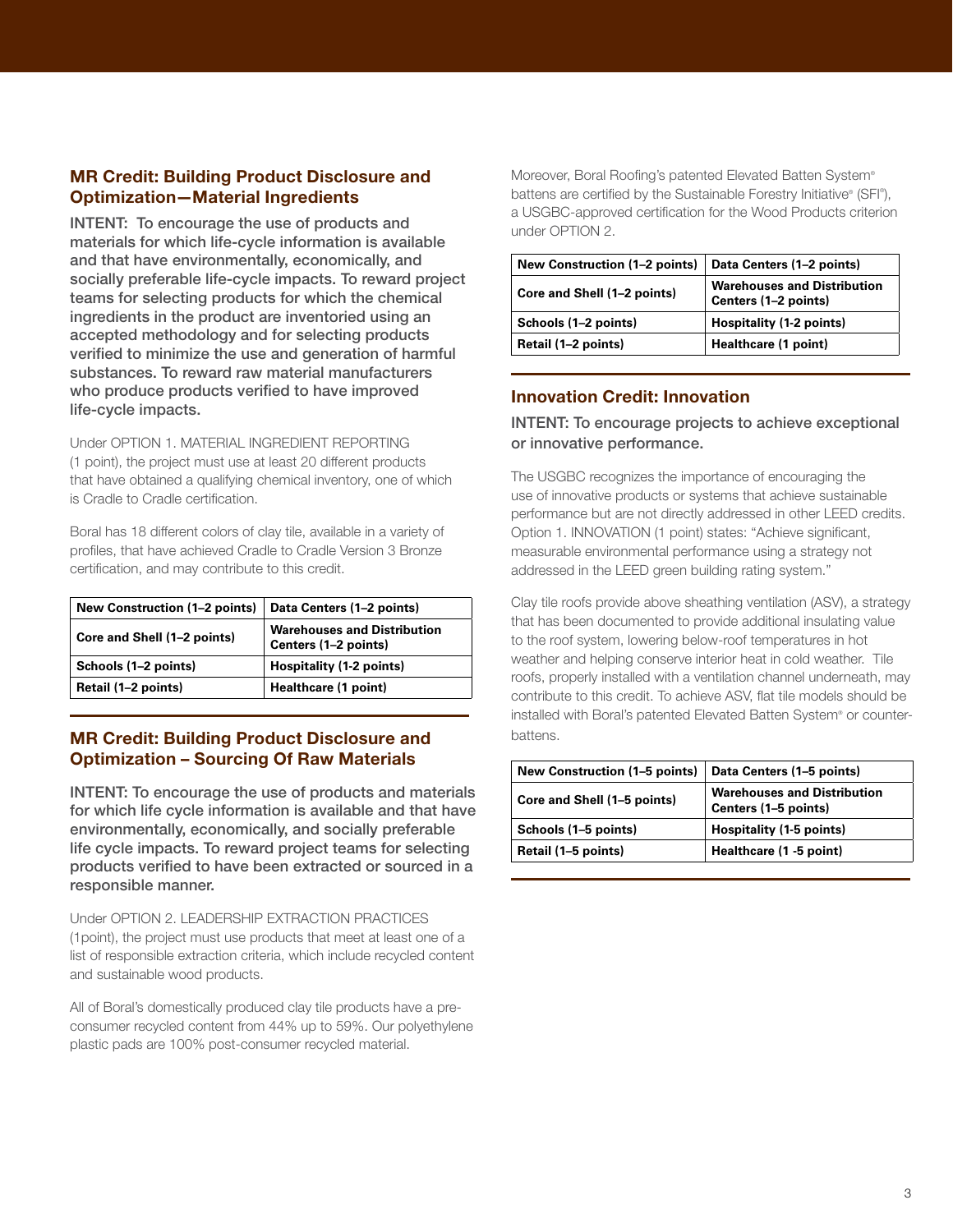## MR Credit: Building Product Disclosure and Optimization—Material Ingredients

INTENT: To encourage the use of products and materials for which life-cycle information is available and that have environmentally, economically, and socially preferable life-cycle impacts. To reward project teams for selecting products for which the chemical ingredients in the product are inventoried using an accepted methodology and for selecting products verified to minimize the use and generation of harmful substances. To reward raw material manufacturers who produce products verified to have improved life-cycle impacts.

Under OPTION 1. MATERIAL INGREDIENT REPORTING (1 point), the project must use at least 20 different products that have obtained a qualifying chemical inventory, one of which is Cradle to Cradle certification.

Boral has 18 different colors of clay tile, available in a variety of profiles, that have achieved Cradle to Cradle Version 3 Bronze certification, and may contribute to this credit.

| New Construction (1–2 points) | Data Centers (1–2 points) |
|---|---|
| Core and Shell (1–2 points) | Warehouses and Distribution Centers (1–2 points) |
| Schools (1–2 points) | Hospitality (1-2 points) |
| Retail (1–2 points) | Healthcare (1 point) |

## MR Credit: Building Product Disclosure and Optimization – Sourcing Of Raw Materials

INTENT: To encourage the use of products and materials for which life cycle information is available and that have environmentally, economically, and socially preferable life cycle impacts. To reward project teams for selecting products verified to have been extracted or sourced in a responsible manner.

Under OPTION 2. LEADERSHIP EXTRACTION PRACTICES (1point), the project must use products that meet at least one of a list of responsible extraction criteria, which include recycled content and sustainable wood products.

All of Boral's domestically produced clay tile products have a pre-consumer recycled content from 44% up to 59%. Our polyethylene plastic pads are 100% post-consumer recycled material.

Moreover, Boral Roofing's patented Elevated Batten System® battens are certified by the Sustainable Forestry Initiative® (SFI®), a USGBC-approved certification for the Wood Products criterion under OPTION 2.

| New Construction (1–2 points) | Data Centers (1–2 points) |
|---|---|
| Core and Shell (1–2 points) | Warehouses and Distribution Centers (1–2 points) |
| Schools (1–2 points) | Hospitality (1-2 points) |
| Retail (1–2 points) | Healthcare (1 point) |

## Innovation Credit: Innovation

INTENT: To encourage projects to achieve exceptional or innovative performance.

The USGBC recognizes the importance of encouraging the use of innovative products or systems that achieve sustainable performance but are not directly addressed in other LEED credits. Option 1. INNOVATION (1 point) states: "Achieve significant, measurable environmental performance using a strategy not addressed in the LEED green building rating system."

Clay tile roofs provide above sheathing ventilation (ASV), a strategy that has been documented to provide additional insulating value to the roof system, lowering below-roof temperatures in hot weather and helping conserve interior heat in cold weather. Tile roofs, properly installed with a ventilation channel underneath, may contribute to this credit. To achieve ASV, flat tile models should be installed with Boral's patented Elevated Batten System® or counter-battens.

| New Construction (1–5 points) | Data Centers (1–5 points) |
|---|---|
| Core and Shell (1–5 points) | Warehouses and Distribution Centers (1–5 points) |
| Schools (1–5 points) | Hospitality (1-5 points) |
| Retail (1–5 points) | Healthcare (1 -5 point) |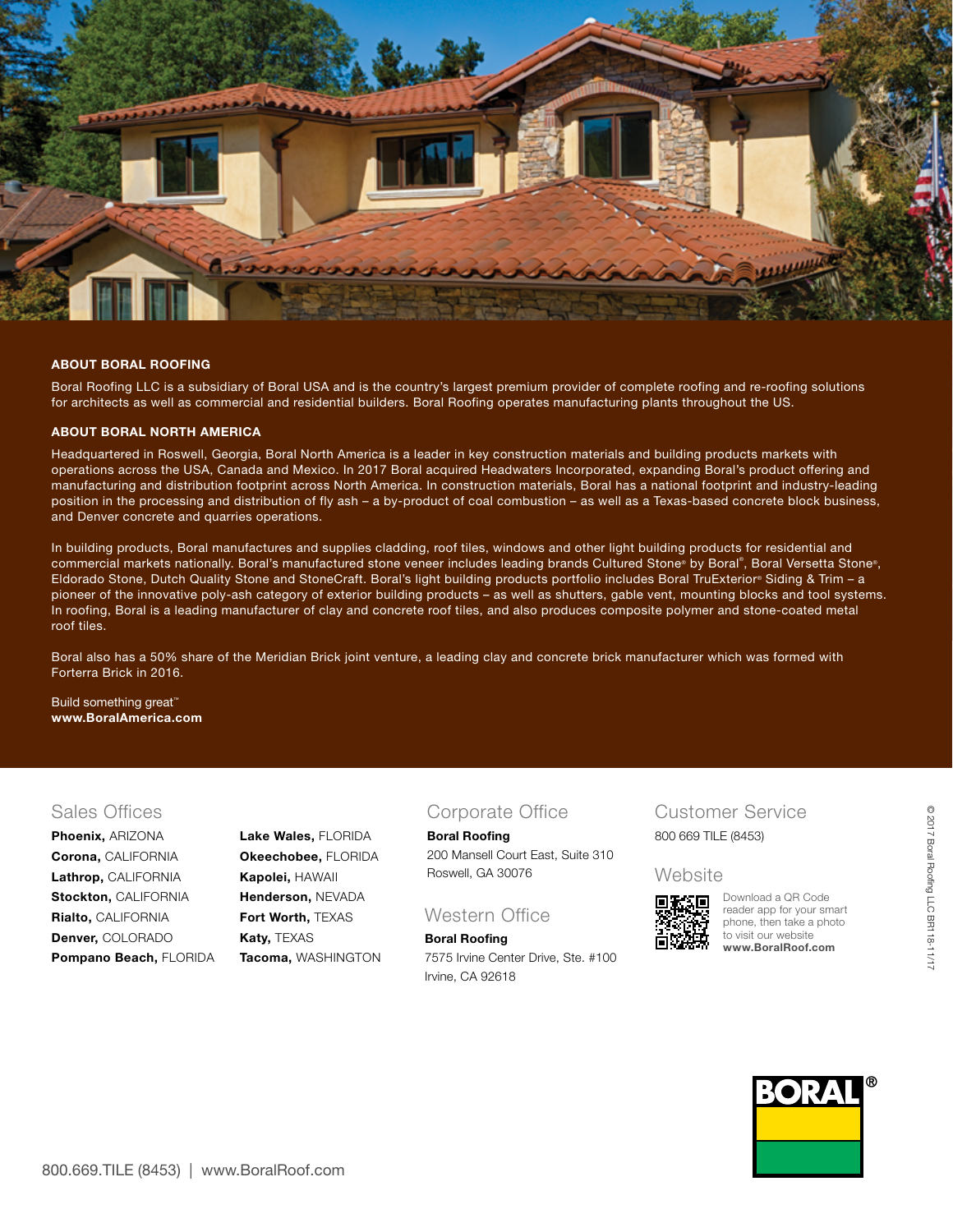## ABOUT BORAL ROOFING

Boral Roofing LLC is a subsidiary of Boral USA and is the country's largest premium provider of complete roofing and re-roofing solutions for architects as well as commercial and residential builders. Boral Roofing operates manufacturing plants throughout the US.

## ABOUT BORAL NORTH AMERICA

Headquartered in Roswell, Georgia, Boral North America is a leader in key construction materials and building products markets with operations across the USA, Canada and Mexico. In 2017 Boral acquired Headwaters Incorporated, expanding Boral's product offering and manufacturing and distribution footprint across North America. In construction materials, Boral has a national footprint and industry-leading position in the processing and distribution of fly ash – a by-product of coal combustion – as well as a Texas-based concrete block business, and Denver concrete and quarries operations.

In building products, Boral manufactures and supplies cladding, roof tiles, windows and other light building products for residential and commercial markets nationally. Boral's manufactured stone veneer includes leading brands Cultured Stone® by Boral®, Boral Versetta Stone®, Eldorado Stone, Dutch Quality Stone and StoneCraft. Boral's light building products portfolio includes Boral TruExterior® Siding & Trim – a pioneer of the innovative poly-ash category of exterior building products – as well as shutters, gable vent, mounting blocks and tool systems. In roofing, Boral is a leading manufacturer of clay and concrete roof tiles, and also produces composite polymer and stone-coated metal roof tiles.

Boral also has a 50% share of the Meridian Brick joint venture, a leading clay and concrete brick manufacturer which was formed with Forterra Brick in 2016.

Build something great™
**www.BoralAmerica.com**

### Sales Offices

**Phoenix,** ARIZONA
**Corona,** CALIFORNIA
**Lathrop,** CALIFORNIA
**Stockton,** CALIFORNIA
**Rialto,** CALIFORNIA
**Denver,** COLORADO
**Pompano Beach,** FLORIDA
**Lake Wales,** FLORIDA
**Okeechobee,** FLORIDA
**Kapolei,** HAWAII
**Henderson,** NEVADA
**Fort Worth,** TEXAS
**Katy,** TEXAS
**Tacoma,** WASHINGTON

### Corporate Office

**Boral Roofing**
200 Mansell Court East, Suite 310
Roswell, GA 30076

### Western Office

**Boral Roofing**
7575 Irvine Center Drive, Ste. #100
Irvine, CA 92618

### Customer Service

800 669 TILE (8453)

### Website

Download a QR Code reader app for your smart phone, then take a photo to visit our website
**www.BoralRoof.com**

© 2017 Boral Roofing LLC BR118-11/17

BORAL®

800.669.TILE (8453) | www.BoralRoof.com